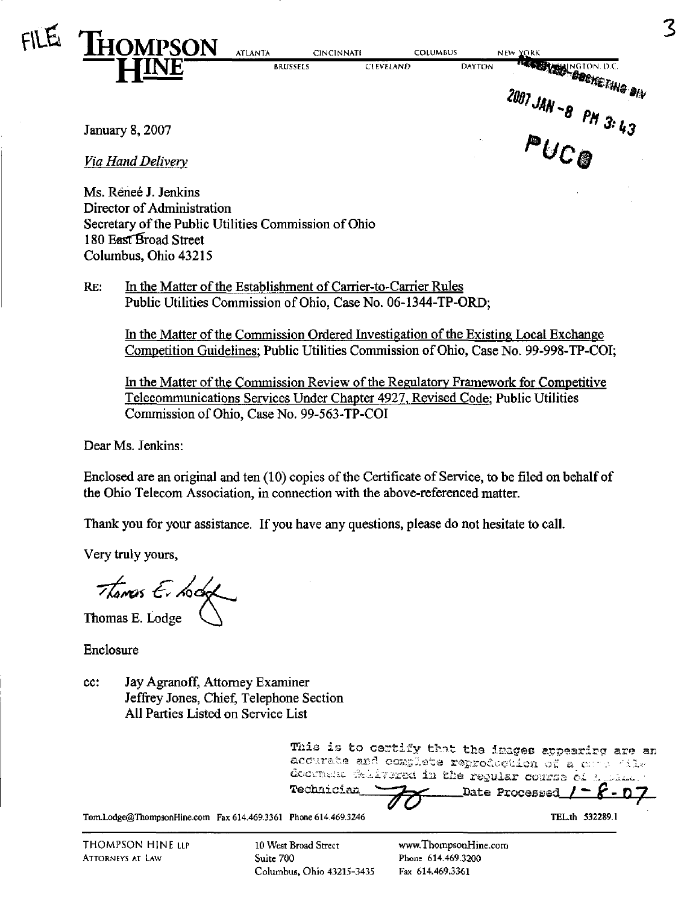FILE

**THOMPSON HINE**

ATLANTA CINCINNATI COLUMBUS NEW YORK
BRUSSELS CLEVELAND DAYTON WASHINGTON D.C.

RECEIVED-DOCKETING DIV
2007 JAN -8 PM 3:43
PUCO

January 8, 2007

*Via Hand Delivery*

Ms. Reneé J. Jenkins
Director of Administration
Secretary of the Public Utilities Commission of Ohio
180 East Broad Street
Columbus, Ohio 43215

RE: In the Matter of the Establishment of Carrier-to-Carrier Rules
Public Utilities Commission of Ohio, Case No. 06-1344-TP-ORD;

In the Matter of the Commission Ordered Investigation of the Existing Local Exchange Competition Guidelines; Public Utilities Commission of Ohio, Case No. 99-998-TP-COI;

In the Matter of the Commission Review of the Regulatory Framework for Competitive Telecommunications Services Under Chapter 4927, Revised Code; Public Utilities Commission of Ohio, Case No. 99-563-TP-COI

Dear Ms. Jenkins:

Enclosed are an original and ten (10) copies of the Certificate of Service, to be filed on behalf of the Ohio Telecom Association, in connection with the above-referenced matter.

Thank you for your assistance. If you have any questions, please do not hesitate to call.

Very truly yours,

Thomas E. Lodge

Enclosure

cc: Jay Agranoff, Attorney Examiner
Jeffrey Jones, Chief, Telephone Section
All Parties Listed on Service List

This is to certify that the images appearing are an accurate and complete reproduction of a case file document delivered in the regular course of business.
Technician TO Date Processed 1-8-07

Tom.Lodge@ThompsonHine.com Fax 614.469.3361 Phone 614.469.3246

TEL.th 532289.1

THOMPSON HINE LLP
ATTORNEYS AT LAW

10 West Broad Street
Suite 700
Columbus, Ohio 43215-3435

www.ThompsonHine.com
Phone 614.469.3200
Fax 614.469.3361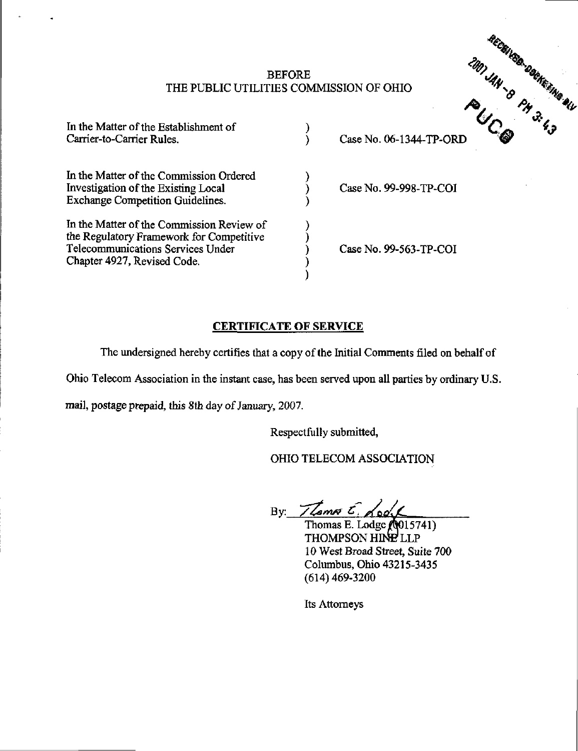RECEIVED-DOCKETING DIV
2007 JAN -8 PM 3:43
PUCO

BEFORE
THE PUBLIC UTILITIES COMMISSION OF OHIO

| | | |
|---|---|---|
| In the Matter of the Establishment of Carrier-to-Carrier Rules. | ) ) | Case No. 06-1344-TP-ORD |
| In the Matter of the Commission Ordered Investigation of the Existing Local Exchange Competition Guidelines. | ) ) ) | Case No. 99-998-TP-COI |
| In the Matter of the Commission Review of the Regulatory Framework for Competitive Telecommunications Services Under Chapter 4927, Revised Code. | ) ) ) ) ) | Case No. 99-563-TP-COI |

**CERTIFICATE OF SERVICE**

The undersigned hereby certifies that a copy of the Initial Comments filed on behalf of Ohio Telecom Association in the instant case, has been served upon all parties by ordinary U.S. mail, postage prepaid, this 8th day of January, 2007.

Respectfully submitted,

OHIO TELECOM ASSOCIATION

By: Thomas E. Lodge
Thomas E. Lodge (0015741)
THOMPSON HINE LLP
10 West Broad Street, Suite 700
Columbus, Ohio 43215-3435
(614) 469-3200

Its Attorneys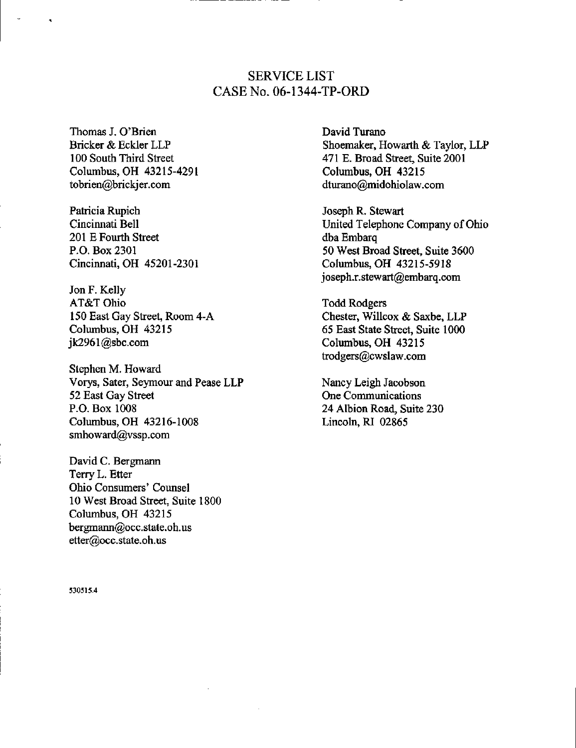# SERVICE LIST
# CASE No. 06-1344-TP-ORD

Thomas J. O'Brien
Bricker & Eckler LLP
100 South Third Street
Columbus, OH 43215-4291
tobrien@brickjer.com

Patricia Rupich
Cincinnati Bell
201 E Fourth Street
P.O. Box 2301
Cincinnati, OH 45201-2301

Jon F. Kelly
AT&T Ohio
150 East Gay Street, Room 4-A
Columbus, OH 43215
jk2961@sbc.com

Stephen M. Howard
Vorys, Sater, Seymour and Pease LLP
52 East Gay Street
P.O. Box 1008
Columbus, OH 43216-1008
smhoward@vssp.com

David C. Bergmann
Terry L. Etter
Ohio Consumers' Counsel
10 West Broad Street, Suite 1800
Columbus, OH 43215
bergmann@occ.state.oh.us
etter@occ.state.oh.us

David Turano
Shoemaker, Howarth & Taylor, LLP
471 E. Broad Street, Suite 2001
Columbus, OH 43215
dturano@midohiolaw.com

Joseph R. Stewart
United Telephone Company of Ohio
dba Embarq
50 West Broad Street, Suite 3600
Columbus, OH 43215-5918
joseph.r.stewart@embarq.com

Todd Rodgers
Chester, Willcox & Saxbe, LLP
65 East State Street, Suite 1000
Columbus, OH 43215
trodgers@cwslaw.com

Nancy Leigh Jacobson
One Communications
24 Albion Road, Suite 230
Lincoln, RI 02865

530515.4